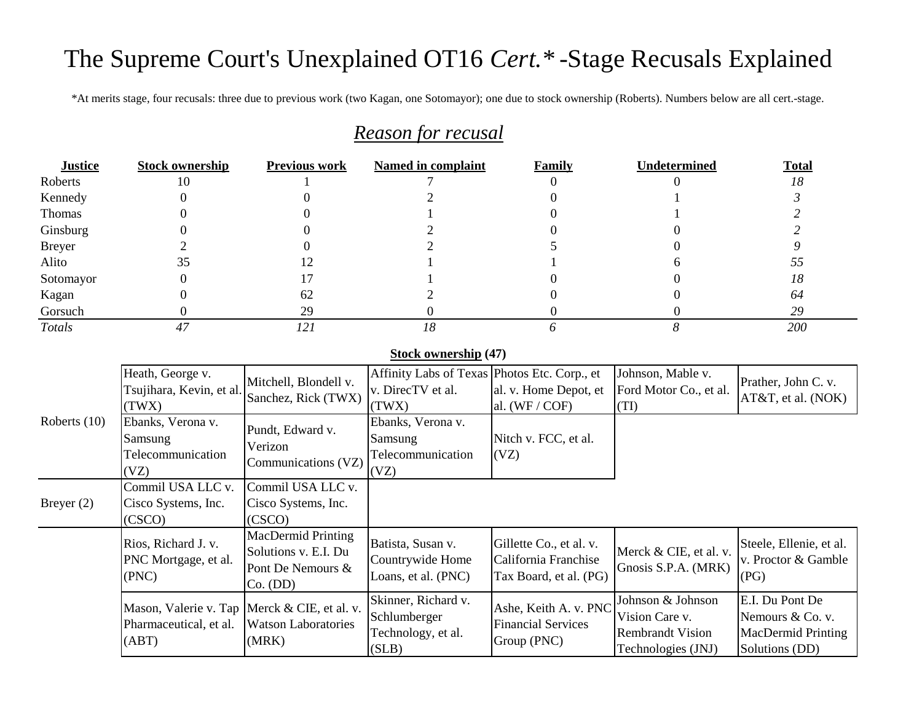# The Supreme Court's Unexplained OT16 *Cert.** -Stage Recusals Explained

*At merits stage, four recusals: three due to previous work (two Kagan, one Sotomayor); one due to stock ownership (Roberts). Numbers below are all cert.-stage.

## *Reason for recusal*

| Justice | Stock ownership | Previous work | Named in complaint | Family | Undetermined | Total |
|---|---|---|---|---|---|---|
| Roberts | 10 | 1 | 7 | 0 | 0 | *18* |
| Kennedy | 0 | 0 | 2 | 0 | 1 | *3* |
| Thomas | 0 | 0 | 1 | 0 | 1 | *2* |
| Ginsburg | 0 | 0 | 2 | 0 | 0 | *2* |
| Breyer | 2 | 0 | 2 | 5 | 0 | *9* |
| Alito | 35 | 12 | 1 | 1 | 6 | *55* |
| Sotomayor | 0 | 17 | 1 | 0 | 0 | *18* |
| Kagan | 0 | 62 | 2 | 0 | 0 | *64* |
| Gorsuch | 0 | 29 | 0 | 0 | 0 | *29* |
| *Totals* | *47* | *121* | *18* | *6* | *8* | *200* |

**Stock ownership (47)**

| Justice | | | | | | |
|---|---|---|---|---|---|---|
| Roberts (10) | Heath, George v. Tsujihara, Kevin, et al. (TWX) | Mitchell, Blondell v. Sanchez, Rick (TWX) | Affinity Labs of Texas v. DirecTV et al. (TWX) | Photos Etc. Corp., et al. v. Home Depot, et al. (WF / COF) | Johnson, Mable v. Ford Motor Co., et al. (TI) | Prather, John C. v. AT&T, et al. (NOK) |
| | Ebanks, Verona v. Samsung Telecommunication (VZ) | Pundt, Edward v. Verizon Communications (VZ) | Ebanks, Verona v. Samsung Telecommunication (VZ) | Nitch v. FCC, et al. (VZ) | | |
| Breyer (2) | Commil USA LLC v. Cisco Systems, Inc. (CSCO) | Commil USA LLC v. Cisco Systems, Inc. (CSCO) | | | | |
| | Rios, Richard J. v. PNC Mortgage, et al. (PNC) | MacDermid Printing Solutions v. E.I. Du Pont De Nemours & Co. (DD) | Batista, Susan v. Countrywide Home Loans, et al. (PNC) | Gillette Co., et al. v. California Franchise Tax Board, et al. (PG) | Merck & CIE, et al. v. Gnosis S.P.A. (MRK) | Steele, Ellenie, et al. v. Proctor & Gamble (PG) |
| | Mason, Valerie v. Tap Pharmaceutical, et al. (ABT) | Merck & CIE, et al. v. Watson Laboratories (MRK) | Skinner, Richard v. Schlumberger Technology, et al. (SLB) | Ashe, Keith A. v. PNC Financial Services Group (PNC) | Johnson & Johnson Vision Care v. Rembrandt Vision Technologies (JNJ) | E.I. Du Pont De Nemours & Co. v. MacDermid Printing Solutions (DD) |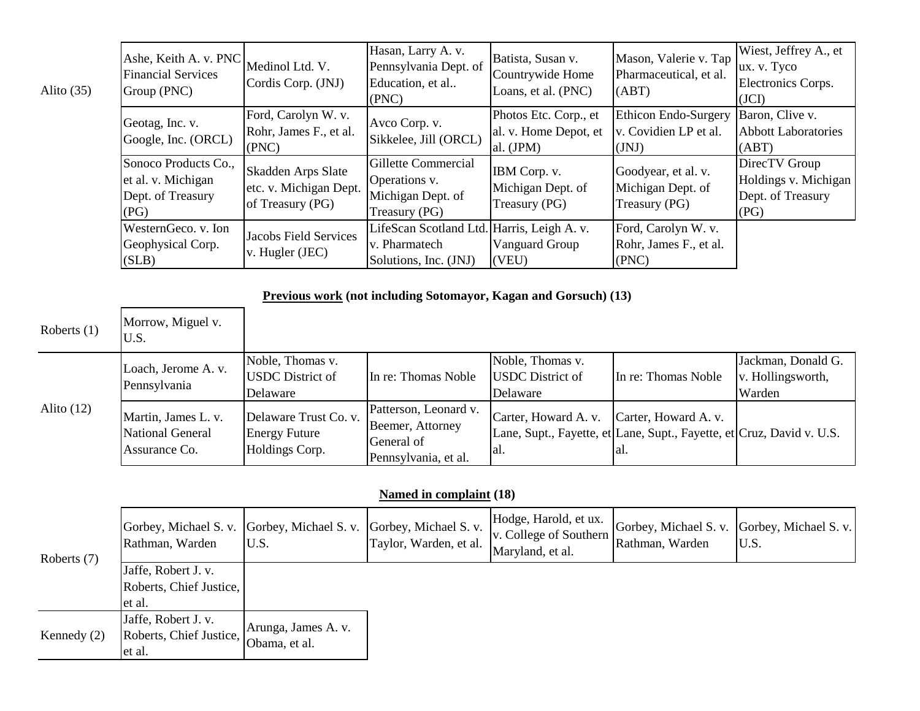| | | | | | | |
|---|---|---|---|---|---|---|
| Alito (35) | Ashe, Keith A. v. PNC Financial Services Group (PNC) | Medinol Ltd. V. Cordis Corp. (JNJ) | Hasan, Larry A. v. Pennsylvania Dept. of Education, et al.. (PNC) | Batista, Susan v. Countrywide Home Loans, et al. (PNC) | Mason, Valerie v. Tap Pharmaceutical, et al. (ABT) | Wiest, Jeffrey A., et ux. v. Tyco Electronics Corps. (JCI) |
| | Geotag, Inc. v. Google, Inc. (ORCL) | Ford, Carolyn W. v. Rohr, James F., et al. (PNC) | Avco Corp. v. Sikkelee, Jill (ORCL) | Photos Etc. Corp., et al. v. Home Depot, et al. (JPM) | Ethicon Endo-Surgery v. Covidien LP et al. (JNJ) | Baron, Clive v. Abbott Laboratories (ABT) |
| | Sonoco Products Co., et al. v. Michigan Dept. of Treasury (PG) | Skadden Arps Slate etc. v. Michigan Dept. of Treasury (PG) | Gillette Commercial Operations v. Michigan Dept. of Treasury (PG) | IBM Corp. v. Michigan Dept. of Treasury (PG) | Goodyear, et al. v. Michigan Dept. of Treasury (PG) | DirecTV Group Holdings v. Michigan Dept. of Treasury (PG) |
| | WesternGeco. v. Ion Geophysical Corp. (SLB) | Jacobs Field Services v. Hugler (JEC) | LifeScan Scotland Ltd. v. Pharmatech Solutions, Inc. (JNJ) | Harris, Leigh A. v. Vanguard Group (VEU) | Ford, Carolyn W. v. Rohr, James F., et al. (PNC) | |

**Previous work** **(not including Sotomayor, Kagan and Gorsuch) (13)**

| | | | | | | |
|---|---|---|---|---|---|---|
| Roberts (1) | Morrow, Miguel v. U.S. | | | | | |
| Alito (12) | Loach, Jerome A. v. Pennsylvania | Noble, Thomas v. USDC District of Delaware | In re: Thomas Noble | Noble, Thomas v. USDC District of Delaware | In re: Thomas Noble | Jackman, Donald G. v. Hollingsworth, Warden |
| | Martin, James L. v. National General Assurance Co. | Delaware Trust Co. v. Energy Future Holdings Corp. | Patterson, Leonard v. Beemer, Attorney General of Pennsylvania, et al. | Carter, Howard A. v. Lane, Supt., Fayette, et al. | Carter, Howard A. v. Lane, Supt., Fayette, et al. | Cruz, David v. U.S. |

**Named in complaint** **(18)**

| | | | | | | |
|---|---|---|---|---|---|---|
| Roberts (7) | Gorbey, Michael S. v. Rathman, Warden | Gorbey, Michael S. v. U.S. | Gorbey, Michael S. v. Taylor, Warden, et al. | Hodge, Harold, et ux. v. College of Southern Maryland, et al. | Gorbey, Michael S. v. Rathman, Warden | Gorbey, Michael S. v. U.S. |
| | Jaffe, Robert J. v. Roberts, Chief Justice, et al. | | | | | |
| Kennedy (2) | Jaffe, Robert J. v. Roberts, Chief Justice, et al. | Arunga, James A. v. Obama, et al. | | | | |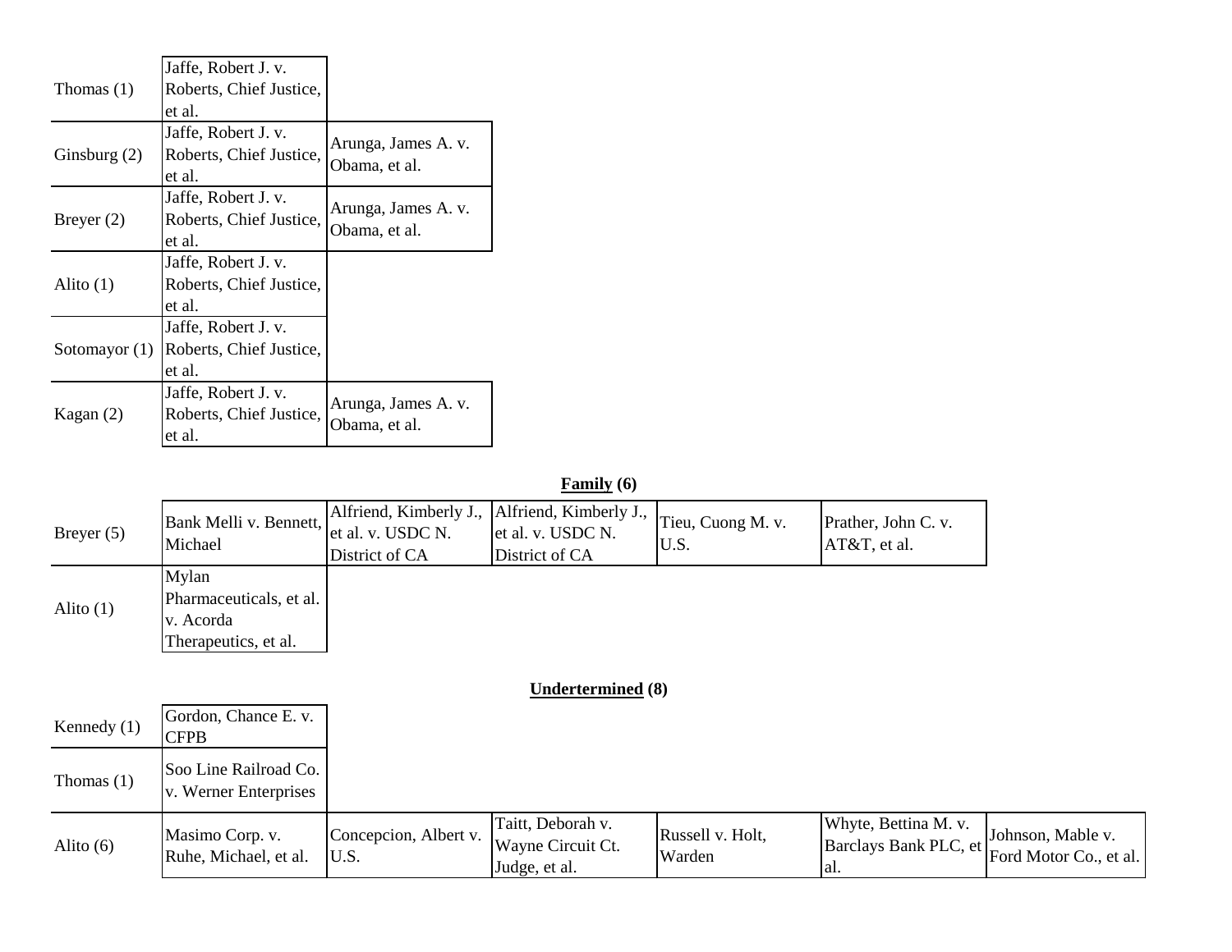| | | |
|---|---|---|
| Thomas (1) | Jaffe, Robert J. v. Roberts, Chief Justice, et al. | |
| Ginsburg (2) | Jaffe, Robert J. v. Roberts, Chief Justice, et al. | Arunga, James A. v. Obama, et al. |
| Breyer (2) | Jaffe, Robert J. v. Roberts, Chief Justice, et al. | Arunga, James A. v. Obama, et al. |
| Alito (1) | Jaffe, Robert J. v. Roberts, Chief Justice, et al. | |
| Sotomayor (1) | Jaffe, Robert J. v. Roberts, Chief Justice, et al. | |
| Kagan (2) | Jaffe, Robert J. v. Roberts, Chief Justice, et al. | Arunga, James A. v. Obama, et al. |

**Family (6)**

| | | | | | |
|---|---|---|---|---|---|
| Breyer (5) | Bank Melli v. Bennett, Michael | Alfriend, Kimberly J., et al. v. USDC N. District of CA | Alfriend, Kimberly J., et al. v. USDC N. District of CA | Tieu, Cuong M. v. U.S. | Prather, John C. v. AT&T, et al. |
| Alito (1) | Mylan Pharmaceuticals, et al. v. Acorda Therapeutics, et al. | | | | |

**Undertermined (8)**

| | | | | | | |
|---|---|---|---|---|---|---|
| Kennedy (1) | Gordon, Chance E. v. CFPB | | | | | |
| Thomas (1) | Soo Line Railroad Co. v. Werner Enterprises | | | | | |
| Alito (6) | Masimo Corp. v. Ruhe, Michael, et al. | Concepcion, Albert v. U.S. | Taitt, Deborah v. Wayne Circuit Ct. Judge, et al. | Russell v. Holt, Warden | Whyte, Bettina M. v. Barclays Bank PLC, et al. | Johnson, Mable v. Ford Motor Co., et al. |